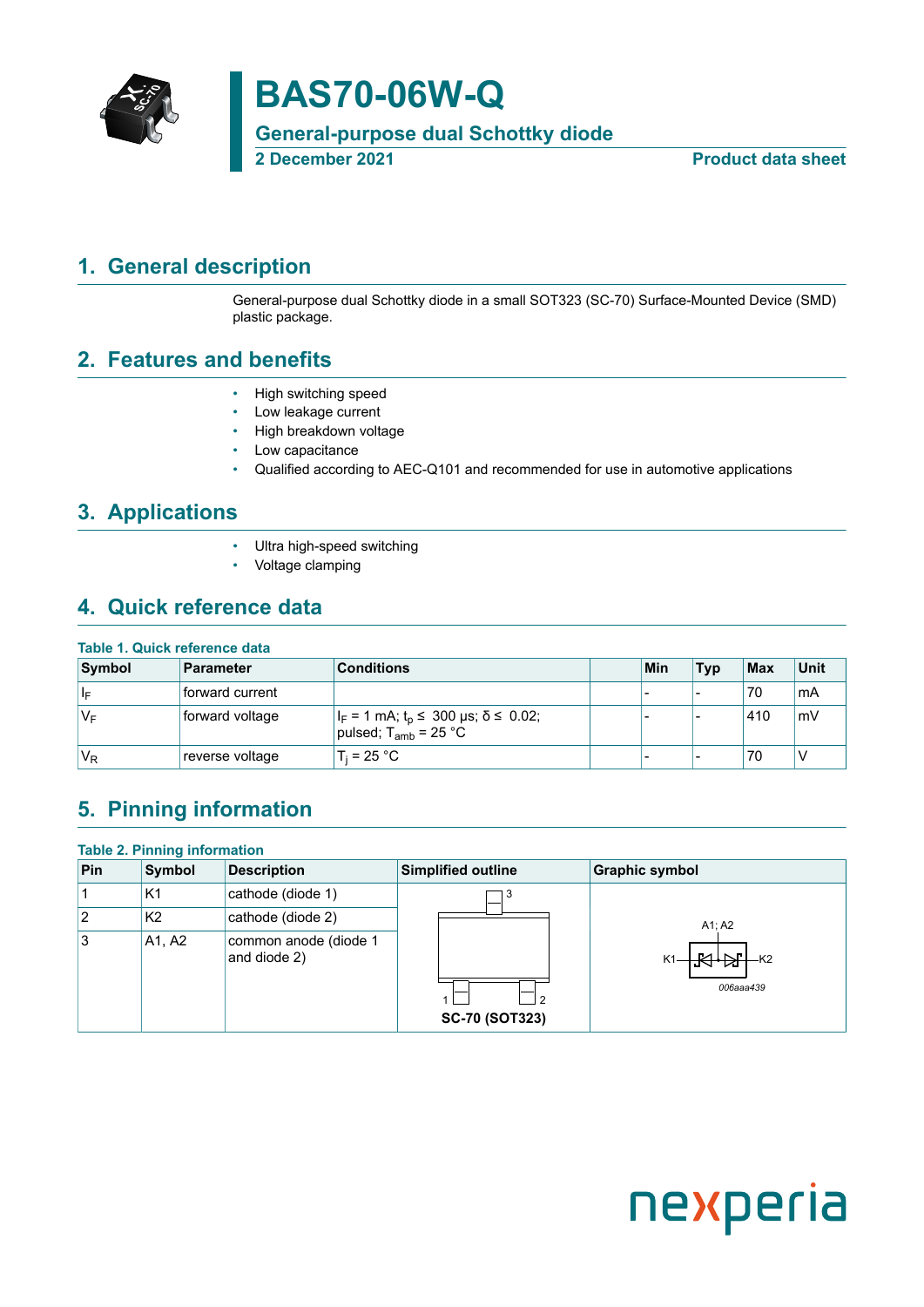# BAS70-06W-Q

## General-purpose dual Schottky diode

2 December 2021 — Product data sheet

## 1. General description

General-purpose dual Schottky diode in a small SOT323 (SC-70) Surface-Mounted Device (SMD) plastic package.

## 2. Features and benefits

- High switching speed
- Low leakage current
- High breakdown voltage
- Low capacitance
- Qualified according to AEC-Q101 and recommended for use in automotive applications

## 3. Applications

- Ultra high-speed switching
- Voltage clamping

## 4. Quick reference data

**Table 1. Quick reference data**

| Symbol | Parameter | Conditions | | Min | Typ | Max | Unit |
|---|---|---|---|---|---|---|---|
| $I_F$ | forward current | | | - | - | 70 | mA |
| $V_F$ | forward voltage | $I_F$ = 1 mA; $t_p \leq$ 300 μs; $\delta \leq$ 0.02; pulsed; $T_{amb}$ = 25 °C | | - | - | 410 | mV |
| $V_R$ | reverse voltage | $T_j$ = 25 °C | | - | - | 70 | V |

## 5. Pinning information

**Table 2. Pinning information**

| Pin | Symbol | Description | Simplified outline | Graphic symbol |
|---|---|---|---|---|
| 1 | K1 | cathode (diode 1) | SC-70 (SOT323) | K1, K2, A1; A2 (006aaa439) |
| 2 | K2 | cathode (diode 2) | | |
| 3 | A1, A2 | common anode (diode 1 and diode 2) | | |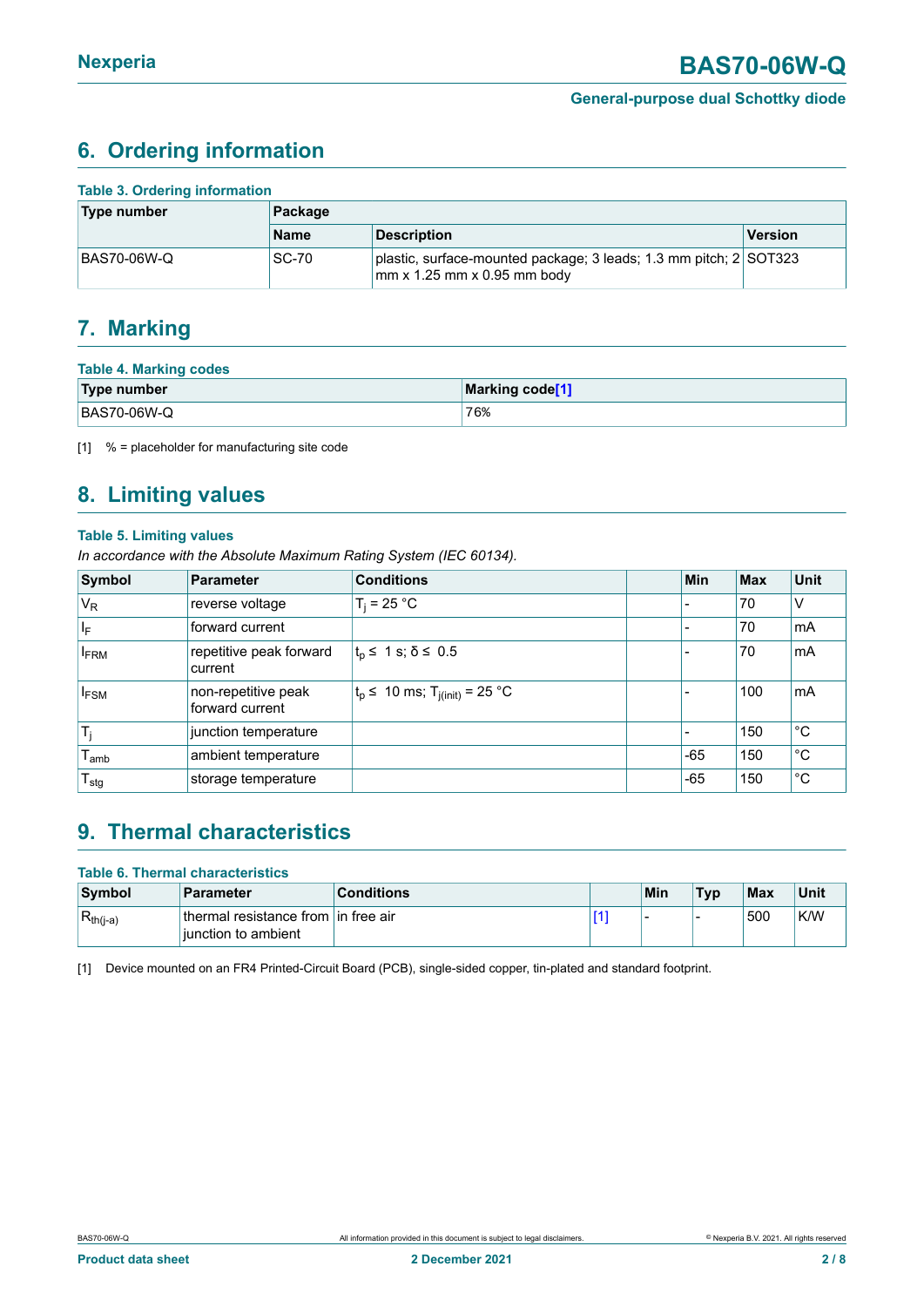## 6. Ordering information

**Table 3. Ordering information**

| Type number | Package | | |
|---|---|---|---|
| | Name | Description | Version |
| BAS70-06W-Q | SC-70 | plastic, surface-mounted package; 3 leads; 1.3 mm pitch; 2 mm x 1.25 mm x 0.95 mm body | SOT323 |

## 7. Marking

**Table 4. Marking codes**

| Type number | Marking code[1] |
|---|---|
| BAS70-06W-Q | 76% |

[1] % = placeholder for manufacturing site code

## 8. Limiting values

**Table 5. Limiting values**

*In accordance with the Absolute Maximum Rating System (IEC 60134).*

| Symbol | Parameter | Conditions | | Min | Max | Unit |
|---|---|---|---|---|---|---|
| $V_R$ | reverse voltage | $T_j$ = 25 °C | | - | 70 | V |
| $I_F$ | forward current | | | - | 70 | mA |
| $I_{FRM}$ | repetitive peak forward current | $t_p$ ≤ 1 s; δ ≤ 0.5 | | - | 70 | mA |
| $I_{FSM}$ | non-repetitive peak forward current | $t_p$ ≤ 10 ms; $T_{j(init)}$ = 25 °C | | - | 100 | mA |
| $T_j$ | junction temperature | | | - | 150 | °C |
| $T_{amb}$ | ambient temperature | | | -65 | 150 | °C |
| $T_{stg}$ | storage temperature | | | -65 | 150 | °C |

## 9. Thermal characteristics

**Table 6. Thermal characteristics**

| Symbol | Parameter | Conditions | | Min | Typ | Max | Unit |
|---|---|---|---|---|---|---|---|
| $R_{th(j-a)}$ | thermal resistance from junction to ambient | in free air | [1] | - | - | 500 | K/W |

[1] Device mounted on an FR4 Printed-Circuit Board (PCB), single-sided copper, tin-plated and standard footprint.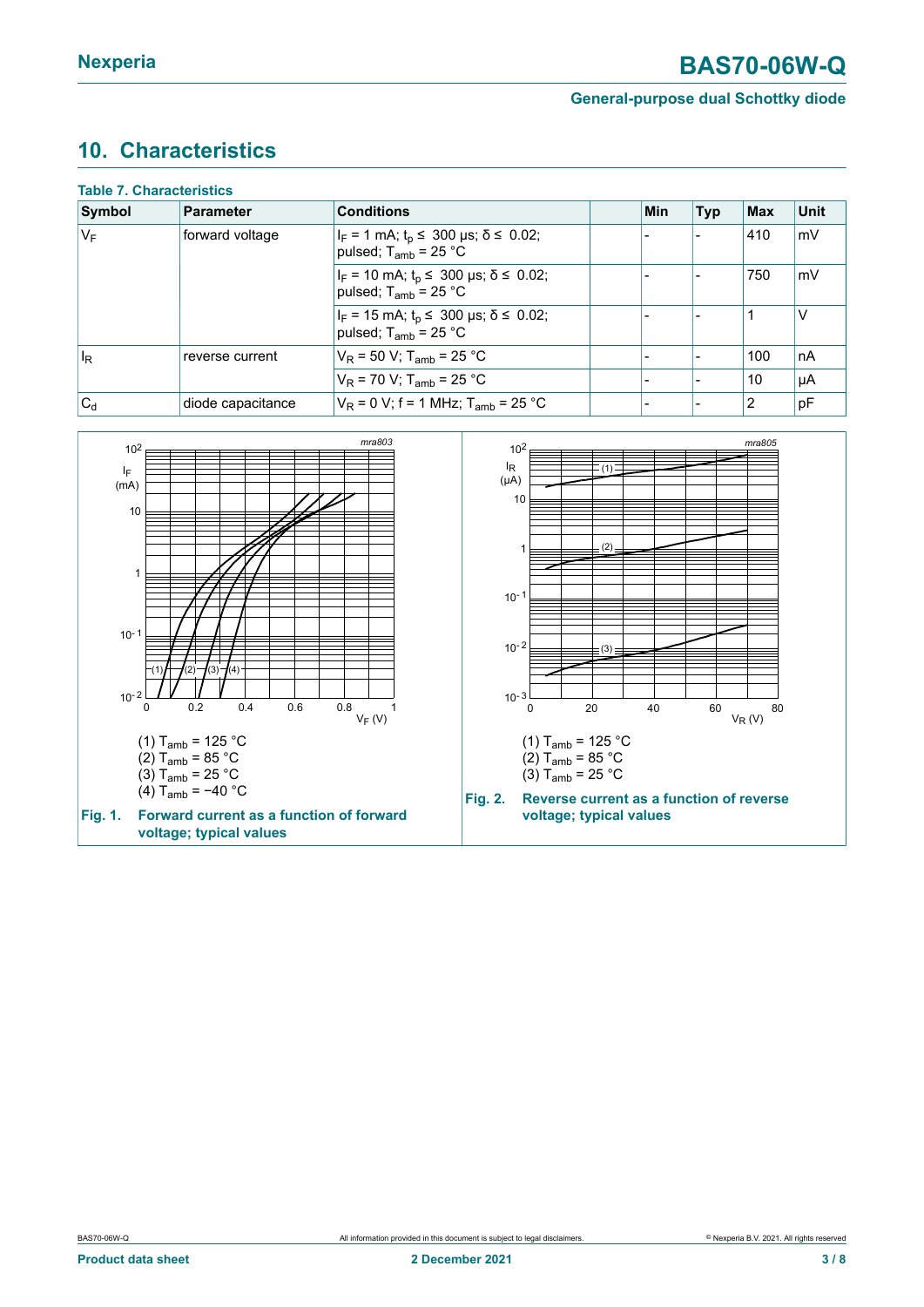## 10. Characteristics

**Table 7. Characteristics**

| Symbol | Parameter | Conditions | | Min | Typ | Max | Unit |
|---|---|---|---|---|---|---|---|
| $V_F$ | forward voltage | $I_F$ = 1 mA; $t_p \leq$ 300 μs; $\delta \leq$ 0.02; pulsed; $T_{amb}$ = 25 °C | | - | - | 410 | mV |
| | | $I_F$ = 10 mA; $t_p \leq$ 300 μs; $\delta \leq$ 0.02; pulsed; $T_{amb}$ = 25 °C | | - | - | 750 | mV |
| | | $I_F$ = 15 mA; $t_p \leq$ 300 μs; $\delta \leq$ 0.02; pulsed; $T_{amb}$ = 25 °C | | - | - | 1 | V |
| $I_R$ | reverse current | $V_R$ = 50 V; $T_{amb}$ = 25 °C | | - | - | 100 | nA |
| | | $V_R$ = 70 V; $T_{amb}$ = 25 °C | | - | - | 10 | μA |
| $C_d$ | diode capacitance | $V_R$ = 0 V; f = 1 MHz; $T_{amb}$ = 25 °C | | - | - | 2 | pF |

(1) $T_{amb}$ = 125 °C
(2) $T_{amb}$ = 85 °C
(3) $T_{amb}$ = 25 °C
(4) $T_{amb}$ = −40 °C

**Fig. 1. Forward current as a function of forward voltage; typical values**

(1) $T_{amb}$ = 125 °C
(2) $T_{amb}$ = 85 °C
(3) $T_{amb}$ = 25 °C

**Fig. 2. Reverse current as a function of reverse voltage; typical values**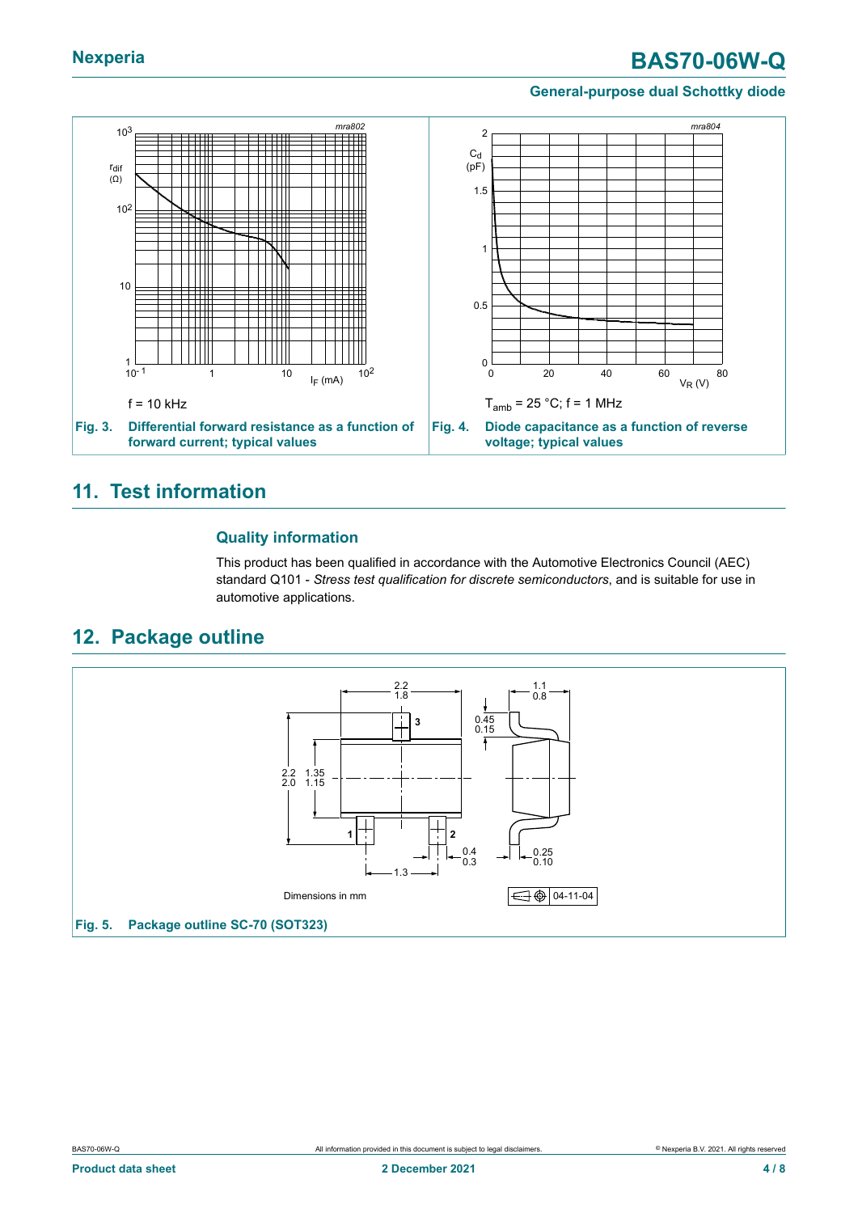f = 10 kHz

**Fig. 3. Differential forward resistance as a function of forward current; typical values**

$T_{amb}$ = 25 °C; f = 1 MHz

**Fig. 4. Diode capacitance as a function of reverse voltage; typical values**

## 11. Test information

### Quality information

This product has been qualified in accordance with the Automotive Electronics Council (AEC) standard Q101 - *Stress test qualification for discrete semiconductors*, and is suitable for use in automotive applications.

## 12. Package outline

Dimensions in mm

04-11-04

**Fig. 5. Package outline SC-70 (SOT323)**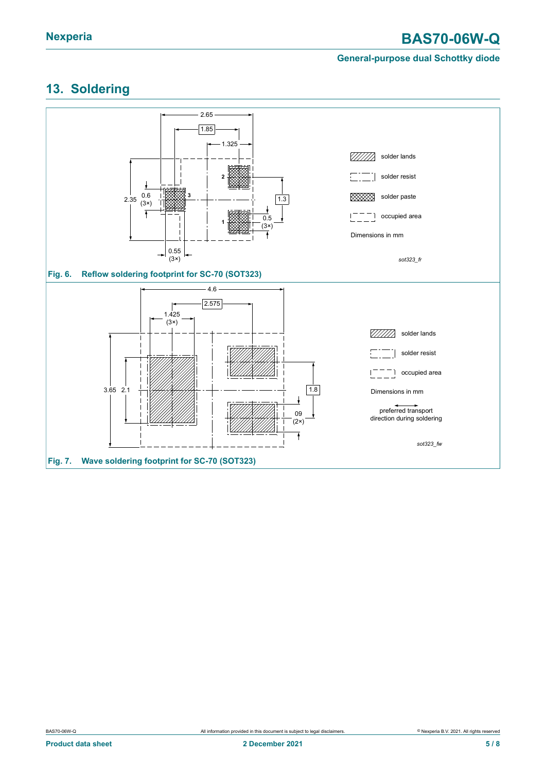## 13. Soldering

Fig. 6. Reflow soldering footprint for SC-70 (SOT323)

Fig. 7. Wave soldering footprint for SC-70 (SOT323)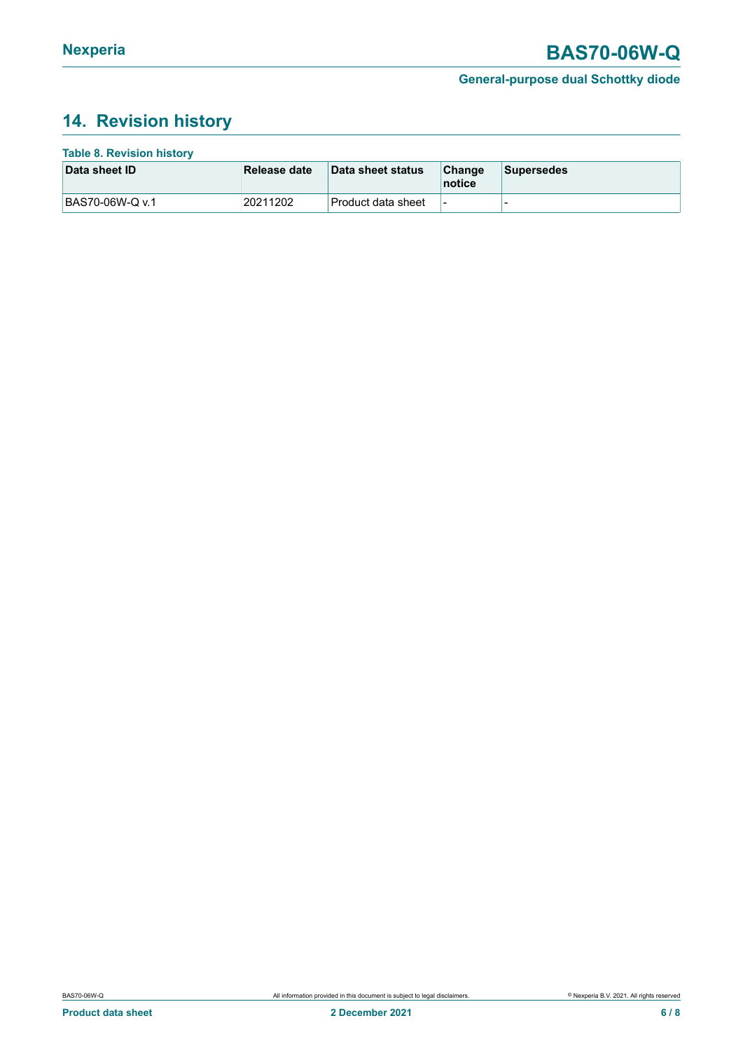## 14. Revision history

**Table 8. Revision history**

| Data sheet ID | Release date | Data sheet status | Change notice | Supersedes |
|---|---|---|---|---|
| BAS70-06W-Q v.1 | 20211202 | Product data sheet | - | - |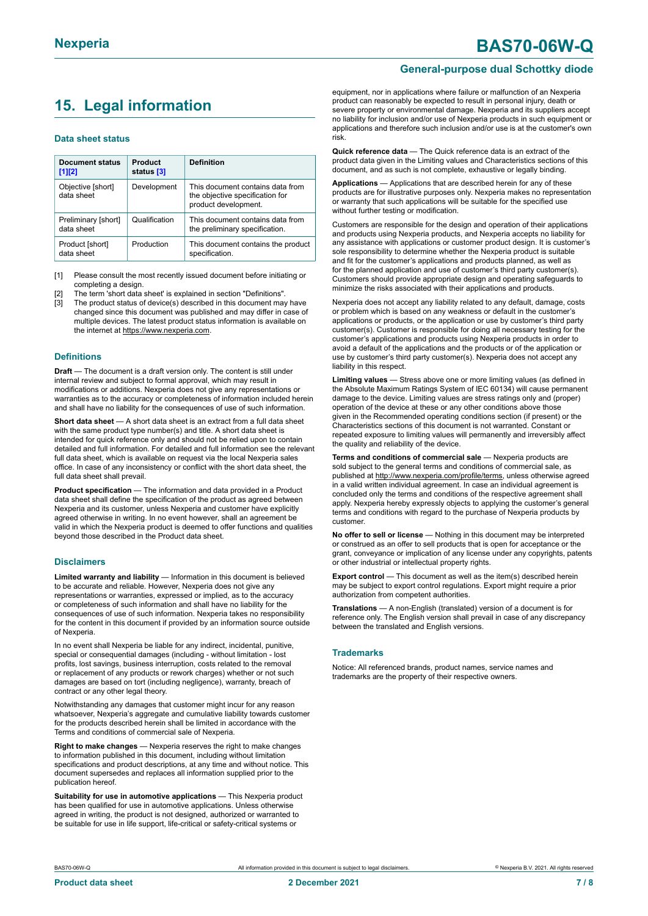## 15. Legal information

### Data sheet status

| Document status [1][2] | Product status [3] | Definition |
|---|---|---|
| Objective [short] data sheet | Development | This document contains data from the objective specification for product development. |
| Preliminary [short] data sheet | Qualification | This document contains data from the preliminary specification. |
| Product [short] data sheet | Production | This document contains the product specification. |

[1] Please consult the most recently issued document before initiating or completing a design.
[2] The term 'short data sheet' is explained in section "Definitions".
[3] The product status of device(s) described in this document may have changed since this document was published and may differ in case of multiple devices. The latest product status information is available on the internet at https://www.nexperia.com.

### Definitions

**Draft** — The document is a draft version only. The content is still under internal review and subject to formal approval, which may result in modifications or additions. Nexperia does not give any representations or warranties as to the accuracy or completeness of information included herein and shall have no liability for the consequences of use of such information.

**Short data sheet** — A short data sheet is an extract from a full data sheet with the same product type number(s) and title. A short data sheet is intended for quick reference only and should not be relied upon to contain detailed and full information. For detailed and full information see the relevant full data sheet, which is available on request via the local Nexperia sales office. In case of any inconsistency or conflict with the short data sheet, the full data sheet shall prevail.

**Product specification** — The information and data provided in a Product data sheet shall define the specification of the product as agreed between Nexperia and its customer, unless Nexperia and customer have explicitly agreed otherwise in writing. In no event however, shall an agreement be valid in which the Nexperia product is deemed to offer functions and qualities beyond those described in the Product data sheet.

### Disclaimers

**Limited warranty and liability** — Information in this document is believed to be accurate and reliable. However, Nexperia does not give any representations or warranties, expressed or implied, as to the accuracy or completeness of such information and shall have no liability for the consequences of use of such information. Nexperia takes no responsibility for the content in this document if provided by an information source outside of Nexperia.

In no event shall Nexperia be liable for any indirect, incidental, punitive, special or consequential damages (including - without limitation - lost profits, lost savings, business interruption, costs related to the removal or replacement of any products or rework charges) whether or not such damages are based on tort (including negligence), warranty, breach of contract or any other legal theory.

Notwithstanding any damages that customer might incur for any reason whatsoever, Nexperia's aggregate and cumulative liability towards customer for the products described herein shall be limited in accordance with the Terms and conditions of commercial sale of Nexperia.

**Right to make changes** — Nexperia reserves the right to make changes to information published in this document, including without limitation specifications and product descriptions, at any time and without notice. This document supersedes and replaces all information supplied prior to the publication hereof.

**Suitability for use in automotive applications** — This Nexperia product has been qualified for use in automotive applications. Unless otherwise agreed in writing, the product is not designed, authorized or warranted to be suitable for use in life support, life-critical or safety-critical systems or equipment, nor in applications where failure or malfunction of an Nexperia product can reasonably be expected to result in personal injury, death or severe property or environmental damage. Nexperia and its suppliers accept no liability for inclusion and/or use of Nexperia products in such equipment or applications and therefore such inclusion and/or use is at the customer's own risk.

**Quick reference data** — The Quick reference data is an extract of the product data given in the Limiting values and Characteristics sections of this document, and as such is not complete, exhaustive or legally binding.

**Applications** — Applications that are described herein for any of these products are for illustrative purposes only. Nexperia makes no representation or warranty that such applications will be suitable for the specified use without further testing or modification.

Customers are responsible for the design and operation of their applications and products using Nexperia products, and Nexperia accepts no liability for any assistance with applications or customer product design. It is customer's sole responsibility to determine whether the Nexperia product is suitable and fit for the customer's applications and products planned, as well as for the planned application and use of customer's third party customer(s). Customers should provide appropriate design and operating safeguards to minimize the risks associated with their applications and products.

Nexperia does not accept any liability related to any default, damage, costs or problem which is based on any weakness or default in the customer's applications or products, or the application or use by customer's third party customer(s). Customer is responsible for doing all necessary testing for the customer's applications and products using Nexperia products in order to avoid a default of the applications and the products or of the application or use by customer's third party customer(s). Nexperia does not accept any liability in this respect.

**Limiting values** — Stress above one or more limiting values (as defined in the Absolute Maximum Ratings System of IEC 60134) will cause permanent damage to the device. Limiting values are stress ratings only and (proper) operation of the device at these or any other conditions above those given in the Recommended operating conditions section (if present) or the Characteristics sections of this document is not warranted. Constant or repeated exposure to limiting values will permanently and irreversibly affect the quality and reliability of the device.

**Terms and conditions of commercial sale** — Nexperia products are sold subject to the general terms and conditions of commercial sale, as published at http://www.nexperia.com/profile/terms, unless otherwise agreed in a valid written individual agreement. In case an individual agreement is concluded only the terms and conditions of the respective agreement shall apply. Nexperia hereby expressly objects to applying the customer's general terms and conditions with regard to the purchase of Nexperia products by customer.

**No offer to sell or license** — Nothing in this document may be interpreted or construed as an offer to sell products that is open for acceptance or the grant, conveyance or implication of any license under any copyrights, patents or other industrial or intellectual property rights.

**Export control** — This document as well as the item(s) described herein may be subject to export control regulations. Export might require a prior authorization from competent authorities.

**Translations** — A non-English (translated) version of a document is for reference only. The English version shall prevail in case of any discrepancy between the translated and English versions.

### Trademarks

Notice: All referenced brands, product names, service names and trademarks are the property of their respective owners.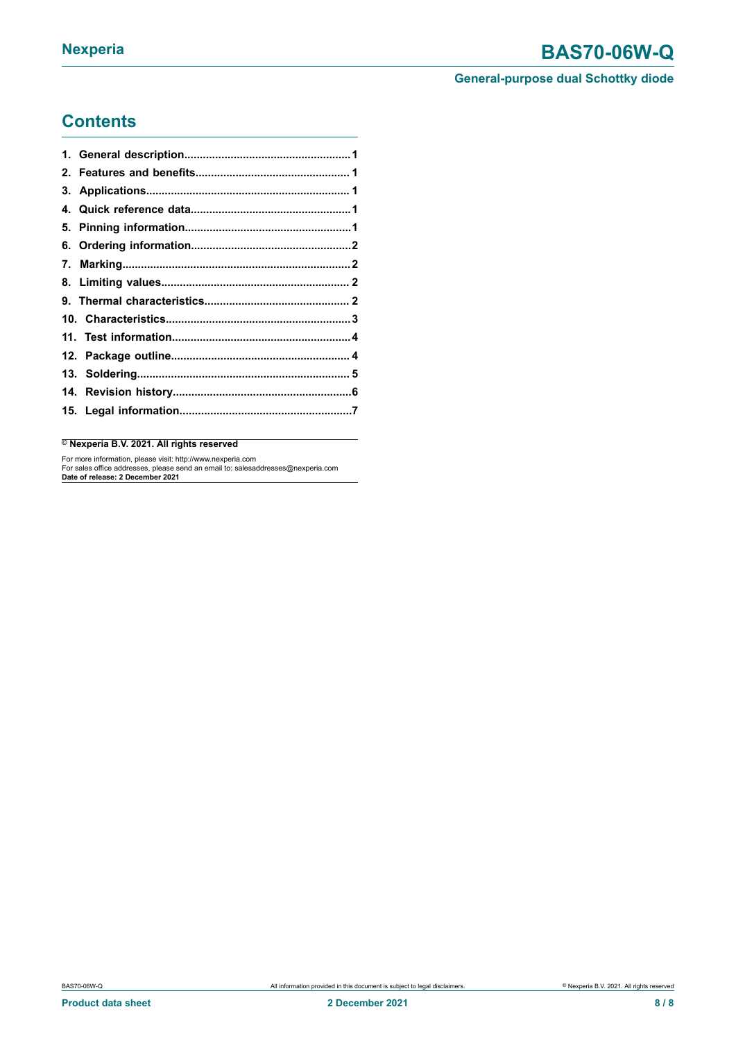## Contents

1. General description......1
2. Features and benefits......1
3. Applications......1
4. Quick reference data......1
5. Pinning information......1
6. Ordering information......2
7. Marking......2
8. Limiting values......2
9. Thermal characteristics......2
10. Characteristics......3
11. Test information......4
12. Package outline......4
13. Soldering......5
14. Revision history......6
15. Legal information......7

**© Nexperia B.V. 2021. All rights reserved**

For more information, please visit: http://www.nexperia.com
For sales office addresses, please send an email to: salesaddresses@nexperia.com
**Date of release: 2 December 2021**